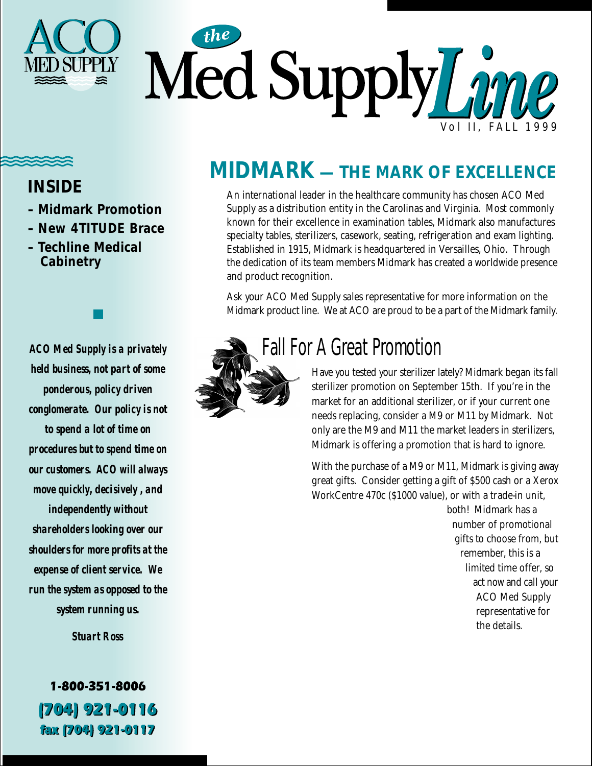# ACO MED SUPPLY

# the Med Supply Line

Vol II, FALL 1999

## INSIDE

- Midmark Promotion
- New 4TITUDE Brace
- Techline Medical Cabinetry

*ACO Med Supply is a privately held business, not part of some ponderous, policy driven conglomerate. Our policy is not to spend a lot of time on procedures but to spend time on our customers. ACO will always move quickly, decisively, and independently without shareholders looking over our shoulders for more profits at the expense of client service. We run the system as opposed to the system running us.*

*Stuart Ross*

**1-800-351-8006**
**(704) 921-0116**
**fax (704) 921-0117**

## MIDMARK — THE MARK OF EXCELLENCE

An international leader in the healthcare community has chosen ACO Med Supply as a distribution entity in the Carolinas and Virginia. Most commonly known for their excellence in examination tables, Midmark also manufactures specialty tables, sterilizers, casework, seating, refrigeration and exam lighting. Established in 1915, Midmark is headquartered in Versailles, Ohio. Through the dedication of its team members Midmark has created a worldwide presence and product recognition.

Ask your ACO Med Supply sales representative for more information on the Midmark product line. We at ACO are proud to be a part of the Midmark family.

## Fall For A Great Promotion

Have you tested your sterilizer lately? Midmark began its fall sterilizer promotion on September 15th. If you're in the market for an additional sterilizer, or if your current one needs replacing, consider a M9 or M11 by Midmark. Not only are the M9 and M11 the market leaders in sterilizers, Midmark is offering a promotion that is hard to ignore.

With the purchase of a M9 or M11, Midmark is giving away great gifts. Consider getting a gift of $500 cash or a Xerox WorkCentre 470c ($1000 value), or with a trade-in unit, both! Midmark has a number of promotional gifts to choose from, but remember, this is a limited time offer, so act now and call your ACO Med Supply representative for the details.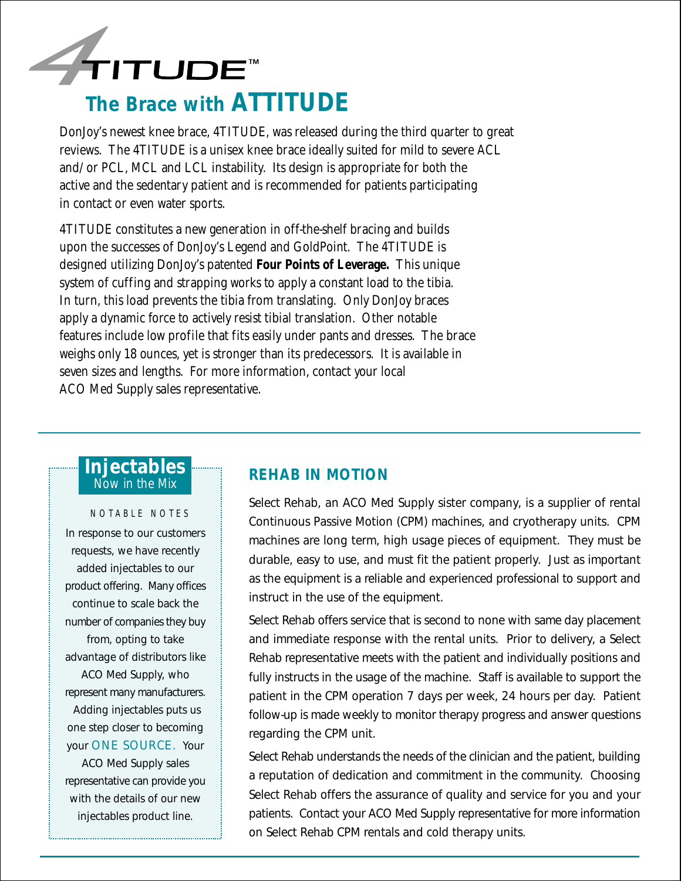# 4TITUDE™

## The Brace with ATTITUDE

DonJoy's newest knee brace, 4TITUDE, was released during the third quarter to great reviews. The 4TITUDE is a unisex knee brace ideally suited for mild to severe ACL and/or PCL, MCL and LCL instability. Its design is appropriate for both the active and the sedentary patient and is recommended for patients participating in contact or even water sports.

4TITUDE constitutes a new generation in off-the-shelf bracing and builds upon the successes of DonJoy's Legend and GoldPoint. The 4TITUDE is designed utilizing DonJoy's patented **Four Points of Leverage.** This unique system of cuffing and strapping works to apply a constant load to the tibia. In turn, this load prevents the tibia from translating. Only DonJoy braces apply a dynamic force to actively resist tibial translation. Other notable features include low profile that fits easily under pants and dresses. The brace weighs only 18 ounces, yet is stronger than its predecessors. It is available in seven sizes and lengths. For more information, contact your local ACO Med Supply sales representative.

---

## Injectables

Now in the Mix

NOTABLE NOTES

In response to our customers requests, we have recently added injectables to our product offering. Many offices continue to scale back the number of companies they buy from, opting to take advantage of distributors like ACO Med Supply, who represent many manufacturers. Adding injectables puts us one step closer to becoming your ONE SOURCE. Your ACO Med Supply sales representative can provide you with the details of our new injectables product line.

## REHAB IN MOTION

Select Rehab, an ACO Med Supply sister company, is a supplier of rental Continuous Passive Motion (CPM) machines, and cryotherapy units. CPM machines are long term, high usage pieces of equipment. They must be durable, easy to use, and must fit the patient properly. Just as important as the equipment is a reliable and experienced professional to support and instruct in the use of the equipment.

Select Rehab offers service that is second to none with same day placement and immediate response with the rental units. Prior to delivery, a Select Rehab representative meets with the patient and individually positions and fully instructs in the usage of the machine. Staff is available to support the patient in the CPM operation 7 days per week, 24 hours per day. Patient follow-up is made weekly to monitor therapy progress and answer questions regarding the CPM unit.

Select Rehab understands the needs of the clinician and the patient, building a reputation of dedication and commitment in the community. Choosing Select Rehab offers the assurance of quality and service for you and your patients. Contact your ACO Med Supply representative for more information on Select Rehab CPM rentals and cold therapy units.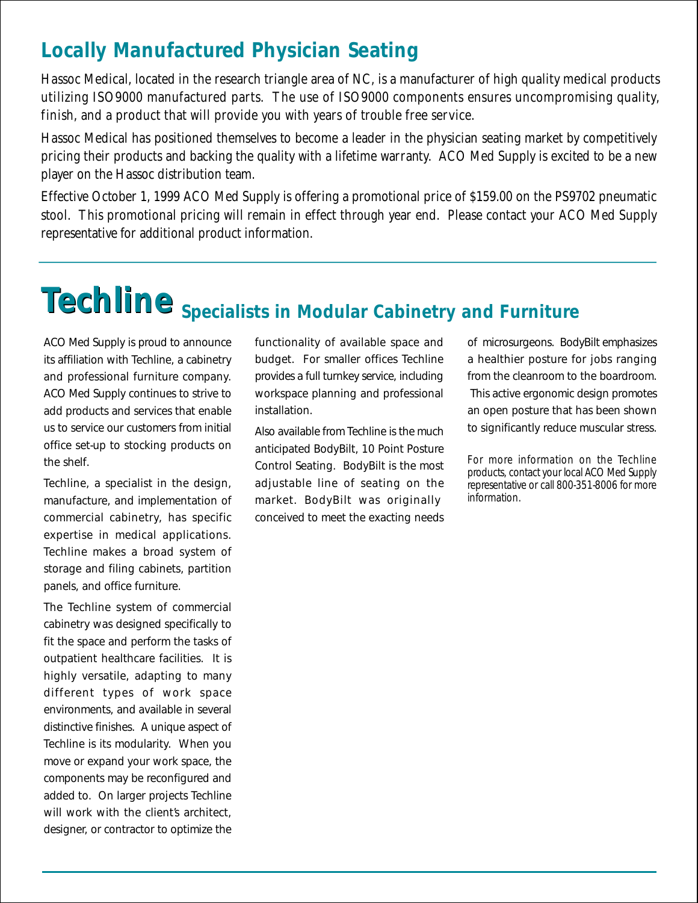## Locally Manufactured Physician Seating

Hassoc Medical, located in the research triangle area of NC, is a manufacturer of high quality medical products utilizing ISO9000 manufactured parts. The use of ISO9000 components ensures uncompromising quality, finish, and a product that will provide you with years of trouble free service.

Hassoc Medical has positioned themselves to become a leader in the physician seating market by competitively pricing their products and backing the quality with a lifetime warranty. ACO Med Supply is excited to be a new player on the Hassoc distribution team.

Effective October 1, 1999 ACO Med Supply is offering a promotional price of $159.00 on the PS9702 pneumatic stool. This promotional pricing will remain in effect through year end. Please contact your ACO Med Supply representative for additional product information.

---

# Techline Specialists in Modular Cabinetry and Furniture

ACO Med Supply is proud to announce its affiliation with Techline, a cabinetry and professional furniture company. ACO Med Supply continues to strive to add products and services that enable us to service our customers from initial office set-up to stocking products on the shelf.

Techline, a specialist in the design, manufacture, and implementation of commercial cabinetry, has specific expertise in medical applications. Techline makes a broad system of storage and filing cabinets, partition panels, and office furniture.

The Techline system of commercial cabinetry was designed specifically to fit the space and perform the tasks of outpatient healthcare facilities. It is highly versatile, adapting to many different types of work space environments, and available in several distinctive finishes. A unique aspect of Techline is its modularity. When you move or expand your work space, the components may be reconfigured and added to. On larger projects Techline will work with the client's architect, designer, or contractor to optimize the functionality of available space and budget. For smaller offices Techline provides a full turnkey service, including workspace planning and professional installation.

Also available from Techline is the much anticipated BodyBilt, 10 Point Posture Control Seating. BodyBilt is the most adjustable line of seating on the market. BodyBilt was originally conceived to meet the exacting needs of microsurgeons. BodyBilt emphasizes a healthier posture for jobs ranging from the cleanroom to the boardroom. This active ergonomic design promotes an open posture that has been shown to significantly reduce muscular stress.

*For more information on the Techline products, contact your local ACO Med Supply representative or call 800-351-8006 for more information.*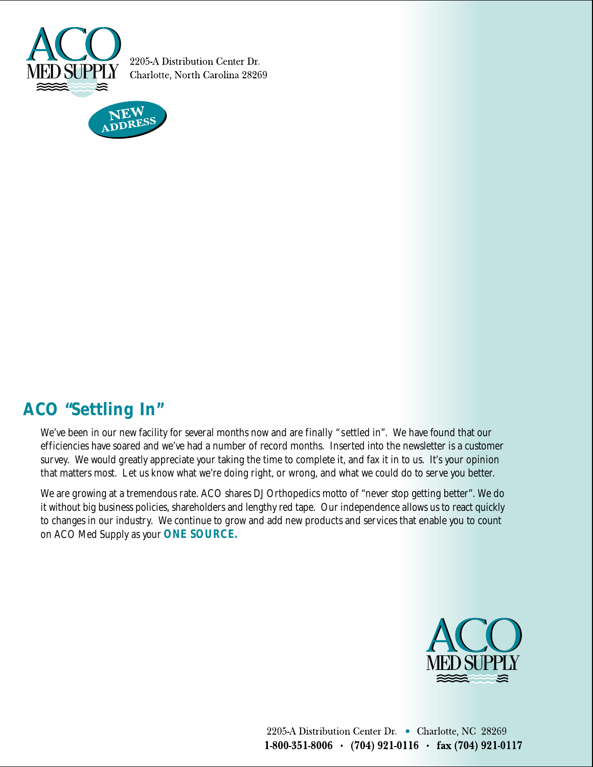ACO MED SUPPLY

2205-A Distribution Center Dr.
Charlotte, North Carolina 28269

NEW ADDRESS

## ACO "Settling In"

We've been in our new facility for several months now and are finally "settled in". We have found that our efficiencies have soared and we've had a number of record months. Inserted into the newsletter is a customer survey. We would greatly appreciate your taking the time to complete it, and fax it in to us. It's your opinion that matters most. Let us know what we're doing right, or wrong, and what we could do to serve you better.

We are growing at a tremendous rate. ACO shares DJ Orthopedics motto of "never stop getting better". We do it without big business policies, shareholders and lengthy red tape. Our independence allows us to react quickly to changes in our industry. We continue to grow and add new products and services that enable you to count on ACO Med Supply as your **ONE SOURCE.**

ACO MED SUPPLY

2205-A Distribution Center Dr. • Charlotte, NC 28269
**1-800-351-8006 · (704) 921-0116 · fax (704) 921-0117**